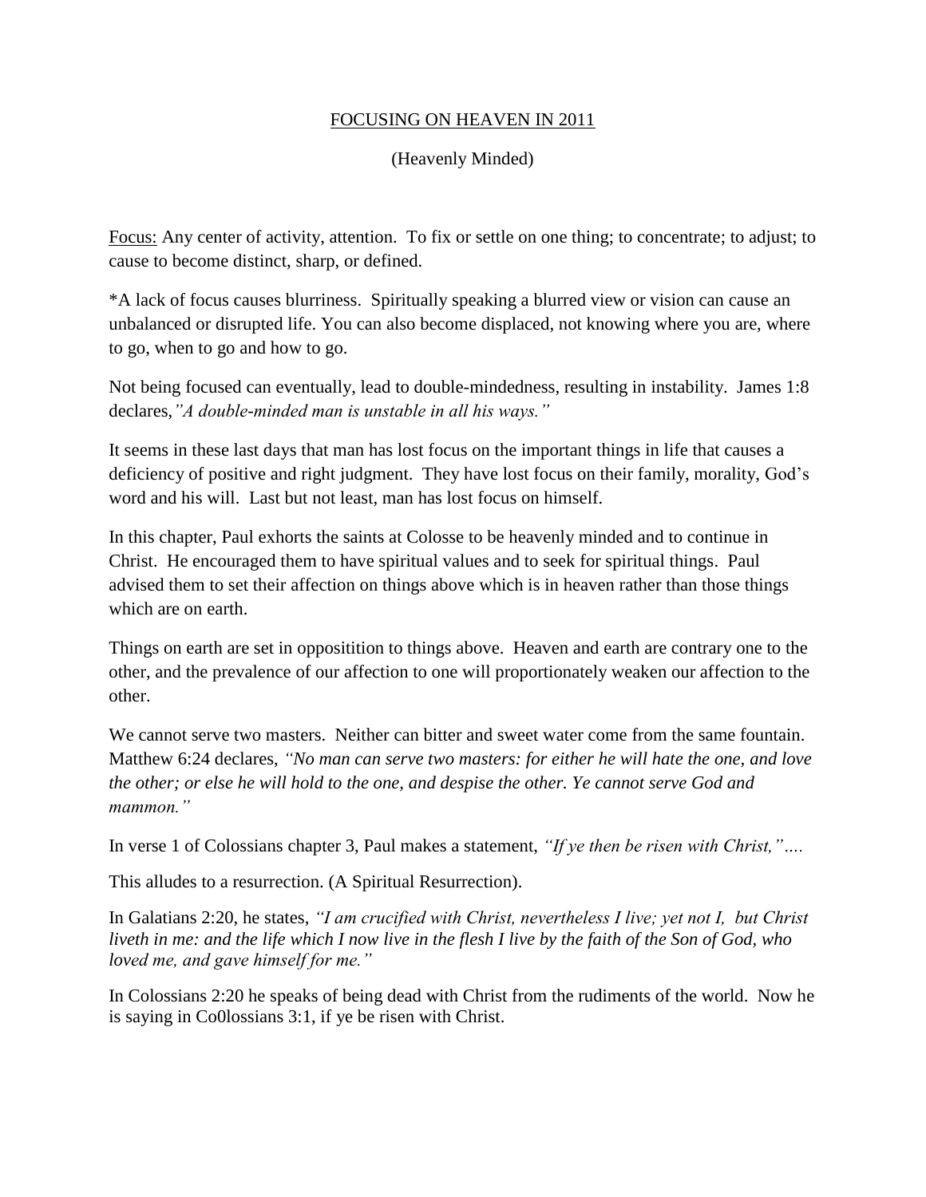# FOCUSING ON HEAVEN IN 2011

(Heavenly Minded)

Focus: Any center of activity, attention. To fix or settle on one thing; to concentrate; to adjust; to cause to become distinct, sharp, or defined.

*A lack of focus causes blurriness. Spiritually speaking a blurred view or vision can cause an unbalanced or disrupted life. You can also become displaced, not knowing where you are, where to go, when to go and how to go.

Not being focused can eventually, lead to double-mindedness, resulting in instability. James 1:8 declares,*"A double-minded man is unstable in all his ways."*

It seems in these last days that man has lost focus on the important things in life that causes a deficiency of positive and right judgment. They have lost focus on their family, morality, God's word and his will. Last but not least, man has lost focus on himself.

In this chapter, Paul exhorts the saints at Colosse to be heavenly minded and to continue in Christ. He encouraged them to have spiritual values and to seek for spiritual things. Paul advised them to set their affection on things above which is in heaven rather than those things which are on earth.

Things on earth are set in opposititition to things above. Heaven and earth are contrary one to the other, and the prevalence of our affection to one will proportionately weaken our affection to the other.

We cannot serve two masters. Neither can bitter and sweet water come from the same fountain. Matthew 6:24 declares, *"No man can serve two masters: for either he will hate the one, and love the other; or else he will hold to the one, and despise the other. Ye cannot serve God and mammon."*

In verse 1 of Colossians chapter 3, Paul makes a statement, *"If ye then be risen with Christ,"….*

This alludes to a resurrection. (A Spiritual Resurrection).

In Galatians 2:20, he states, *"I am crucified with Christ, nevertheless I live; yet not I, but Christ liveth in me: and the life which I now live in the flesh I live by the faith of the Son of God, who loved me, and gave himself for me."*

In Colossians 2:20 he speaks of being dead with Christ from the rudiments of the world. Now he is saying in Co0lossians 3:1, if ye be risen with Christ.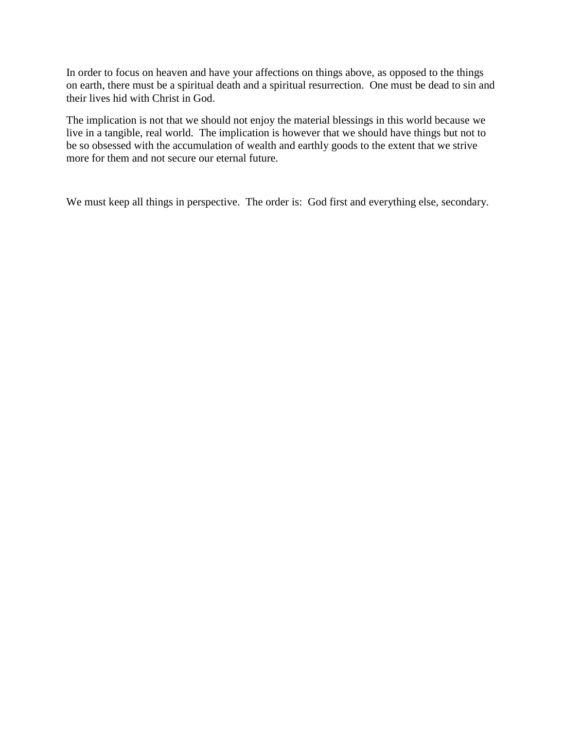In order to focus on heaven and have your affections on things above, as opposed to the things on earth, there must be a spiritual death and a spiritual resurrection.  One must be dead to sin and their lives hid with Christ in God.

The implication is not that we should not enjoy the material blessings in this world because we live in a tangible, real world.  The implication is however that we should have things but not to be so obsessed with the accumulation of wealth and earthly goods to the extent that we strive more for them and not secure our eternal future.

We must keep all things in perspective.  The order is:  God first and everything else, secondary.